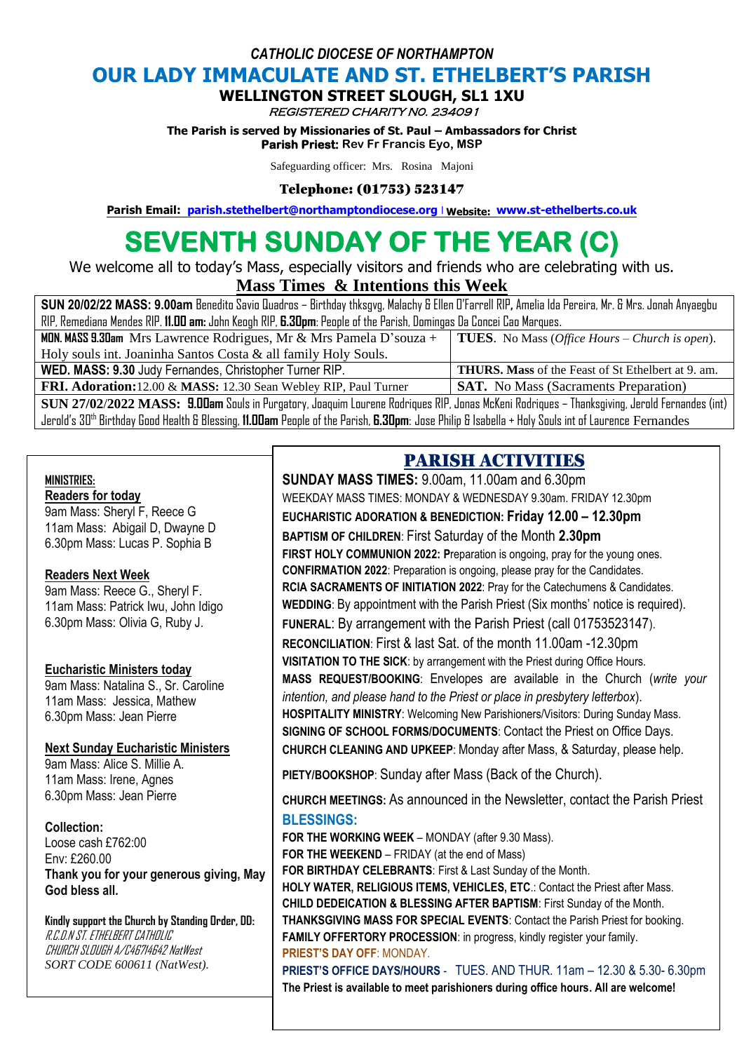*CATHOLIC DIOCESE OF NORTHAMPTON*

# OUR LADY IMMACULATE AND ST. ETHELBERT'S PARISH

**WELLINGTON STREET SLOUGH, SL1 1XU**

*REGISTERED CHARITY NO. 234091*

**The Parish is served by Missionaries of St. Paul – Ambassadors for Christ**
**Parish Priest: Rev Fr Francis Eyo, MSP**

Safeguarding officer: Mrs. Rosina Majoni

**Telephone: (01753) 523147**

**Parish Email: parish.stethelbert@northamptondiocese.org | Website: www.st-ethelberts.co.uk**

# SEVENTH SUNDAY OF THE YEAR (C)

We welcome all to today's Mass, especially visitors and friends who are celebrating with us.

## Mass Times & Intentions this Week

| | |
|---|---|
| **SUN 20/02/22 MASS: 9.00am** Benedito Savio Quadros – Birthday thksgvg, Malachy & Ellen O'Farrell RIP, Amelia Ida Pereira, Mr. & Mrs. Jonah Anyaegbu RIP, Remediana Mendes RIP. **11.00 am:** John Keogh RIP, **6.30pm**: People of the Parish, Domingas Da Concei Cao Marques. | |
| **MON. MASS 9.30am** Mrs Lawrence Rodrigues, Mr & Mrs Pamela D'souza + Holy souls int. Joaninha Santos Costa & all family Holy Souls. | **TUES**. No Mass (*Office Hours – Church is open*). |
| **WED. MASS: 9.30** Judy Fernandes, Christopher Turner RIP. | **THURS. Mass** of the Feast of St Ethelbert at 9. am. |
| **FRI. Adoration:** 12.00 & **MASS:** 12.30 Sean Webley RIP, Paul Turner | **SAT.** No Mass (Sacraments Preparation) |
| **SUN 27/02/2022 MASS: 9.00am** Souls in Purgatory, Joaquim Lourene Rodriques RIP, Jonas McKeni Rodriques – Thanksgiving, Jerold Fernandes (int) Jerold's 30th Birthday Good Health & Blessing, **11.00am** People of the Parish, **6.30pm**: Jose Philip & Isabella + Holy Souls int of Laurence Fernandes | |

**MINISTRIES:**

**Readers for today**
9am Mass: Sheryl F, Reece G
11am Mass: Abigail D, Dwayne D
6.30pm Mass: Lucas P. Sophia B

**Readers Next Week**
9am Mass: Reece G., Sheryl F.
11am Mass: Patrick Iwu, John Idigo
6.30pm Mass: Olivia G, Ruby J.

**Eucharistic Ministers today**
9am Mass: Natalina S., Sr. Caroline
11am Mass: Jessica, Mathew
6.30pm Mass: Jean Pierre

**Next Sunday Eucharistic Ministers**
9am Mass: Alice S. Millie A.
11am Mass: Irene, Agnes
6.30pm Mass: Jean Pierre

**Collection:**
Loose cash £762:00
Env: £260.00
**Thank you for your generous giving, May God bless all.**

**Kindly support the Church by Standing Order, DD:**
*R.C.D.N ST. ETHELBERT CATHOLIC CHURCH SLOUGH A/C46714642 NatWest SORT CODE 600611 (NatWest).*

## PARISH ACTIVITIES

**SUNDAY MASS TIMES:** 9.00am, 11.00am and 6.30pm
WEEKDAY MASS TIMES: MONDAY & WEDNESDAY 9.30am. FRIDAY 12.30pm
**EUCHARISTIC ADORATION & BENEDICTION: Friday 12.00 – 12.30pm**
**BAPTISM OF CHILDREN**: First Saturday of the Month **2.30pm**
**FIRST HOLY COMMUNION 2022: P**reparation is ongoing, pray for the young ones.
**CONFIRMATION 2022**: Preparation is ongoing, please pray for the Candidates.
**RCIA SACRAMENTS OF INITIATION 2022**: Pray for the Catechumens & Candidates.
**WEDDING**: By appointment with the Parish Priest (Six months' notice is required).
**FUNERAL**: By arrangement with the Parish Priest (call 01753523147).
**RECONCILIATION**: First & last Sat. of the month 11.00am -12.30pm
**VISITATION TO THE SICK**: by arrangement with the Priest during Office Hours.
**MASS REQUEST/BOOKING**: Envelopes are available in the Church (*write your intention, and please hand to the Priest or place in presbytery letterbox*).
**HOSPITALITY MINISTRY**: Welcoming New Parishioners/Visitors: During Sunday Mass.
**SIGNING OF SCHOOL FORMS/DOCUMENTS**: Contact the Priest on Office Days.
**CHURCH CLEANING AND UPKEEP**: Monday after Mass, & Saturday, please help.
**PIETY/BOOKSHOP**: Sunday after Mass (Back of the Church).
**CHURCH MEETINGS:** As announced in the Newsletter, contact the Parish Priest

### BLESSINGS:

**FOR THE WORKING WEEK** – MONDAY (after 9.30 Mass).
**FOR THE WEEKEND** – FRIDAY (at the end of Mass)
**FOR BIRTHDAY CELEBRANTS**: First & Last Sunday of the Month.
**HOLY WATER, RELIGIOUS ITEMS, VEHICLES, ETC**.: Contact the Priest after Mass.
**CHILD DEDEICATION & BLESSING AFTER BAPTISM**: First Sunday of the Month.
**THANKSGIVING MASS FOR SPECIAL EVENTS**: Contact the Parish Priest for booking.
**FAMILY OFFERTORY PROCESSION**: in progress, kindly register your family.
**PRIEST'S DAY OFF**: MONDAY.
**PRIEST'S OFFICE DAYS/HOURS** - TUES. AND THUR. 11am – 12.30 & 5.30- 6.30pm
**The Priest is available to meet parishioners during office hours. All are welcome!**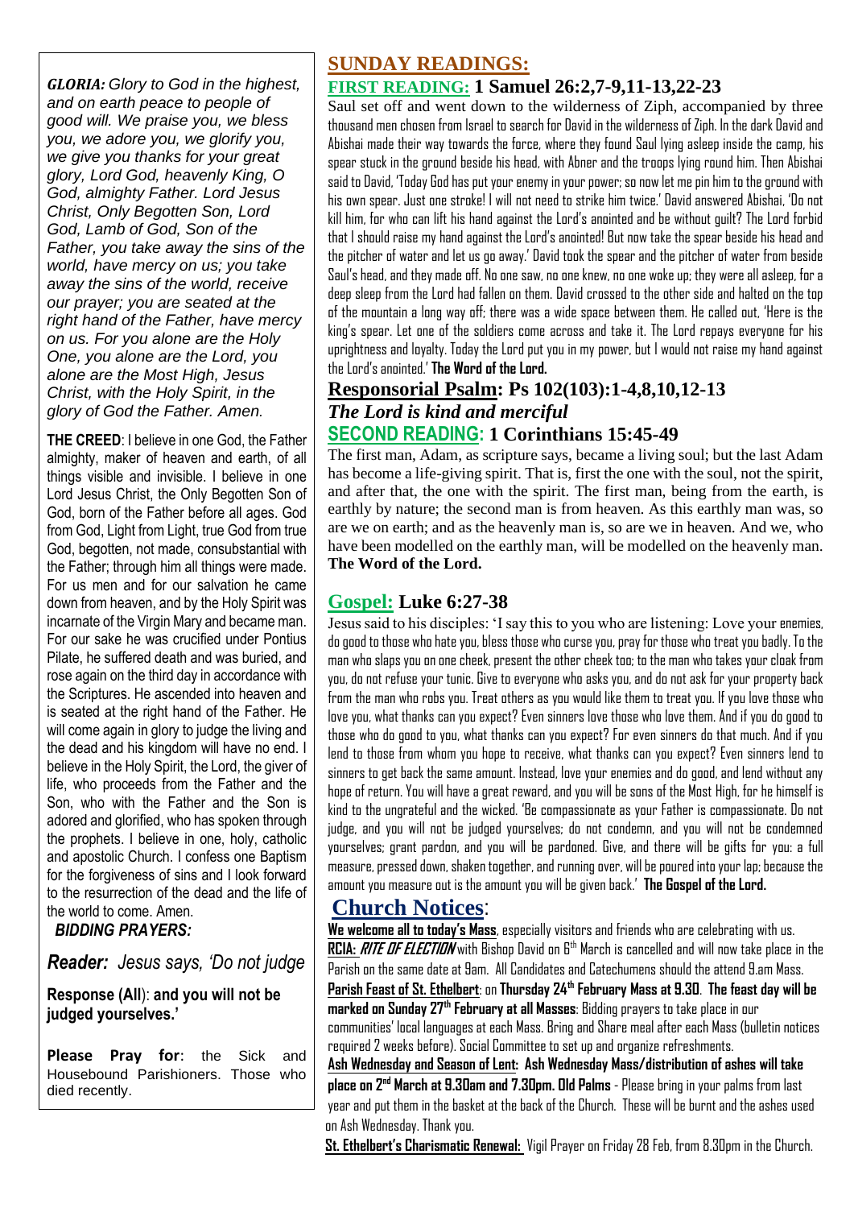***GLORIA:*** *Glory to God in the highest, and on earth peace to people of good will. We praise you, we bless you, we adore you, we glorify you, we give you thanks for your great glory, Lord God, heavenly King, O God, almighty Father. Lord Jesus Christ, Only Begotten Son, Lord God, Lamb of God, Son of the Father, you take away the sins of the world, have mercy on us; you take away the sins of the world, receive our prayer; you are seated at the right hand of the Father, have mercy on us. For you alone are the Holy One, you alone are the Lord, you alone are the Most High, Jesus Christ, with the Holy Spirit, in the glory of God the Father. Amen.*

**THE CREED**: I believe in one God, the Father almighty, maker of heaven and earth, of all things visible and invisible. I believe in one Lord Jesus Christ, the Only Begotten Son of God, born of the Father before all ages. God from God, Light from Light, true God from true God, begotten, not made, consubstantial with the Father; through him all things were made. For us men and for our salvation he came down from heaven, and by the Holy Spirit was incarnate of the Virgin Mary and became man. For our sake he was crucified under Pontius Pilate, he suffered death and was buried, and rose again on the third day in accordance with the Scriptures. He ascended into heaven and is seated at the right hand of the Father. He will come again in glory to judge the living and the dead and his kingdom will have no end. I believe in the Holy Spirit, the Lord, the giver of life, who proceeds from the Father and the Son, who with the Father and the Son is adored and glorified, who has spoken through the prophets. I believe in one, holy, catholic and apostolic Church. I confess one Baptism for the forgiveness of sins and I look forward to the resurrection of the dead and the life of the world to come. Amen.

***BIDDING PRAYERS:***

***Reader:*** *Jesus says, 'Do not judge*

**Response (All)**: **and you will not be judged yourselves.'**

**Please Pray for**: the Sick and Housebound Parishioners. Those who died recently.

## SUNDAY READINGS:

### FIRST READING: 1 Samuel 26:2,7-9,11-13,22-23

Saul set off and went down to the wilderness of Ziph, accompanied by three thousand men chosen from Israel to search for David in the wilderness of Ziph. In the dark David and Abishai made their way towards the force, where they found Saul lying asleep inside the camp, his spear stuck in the ground beside his head, with Abner and the troops lying round him. Then Abishai said to David, 'Today God has put your enemy in your power; so now let me pin him to the ground with his own spear. Just one stroke! I will not need to strike him twice.' David answered Abishai, 'Do not kill him, for who can lift his hand against the Lord's anointed and be without guilt? The Lord forbid that I should raise my hand against the Lord's anointed! But now take the spear beside his head and the pitcher of water and let us go away.' David took the spear and the pitcher of water from beside Saul's head, and they made off. No one saw, no one knew, no one woke up; they were all asleep, for a deep sleep from the Lord had fallen on them. David crossed to the other side and halted on the top of the mountain a long way off; there was a wide space between them. He called out, 'Here is the king's spear. Let one of the soldiers come across and take it. The Lord repays everyone for his uprightness and loyalty. Today the Lord put you in my power, but I would not raise my hand against the Lord's anointed.' **The Word of the Lord.**

### Responsorial Psalm: Ps 102(103):1-4,8,10,12-13

***The Lord is kind and merciful***

### SECOND READING: 1 Corinthians 15:45-49

The first man, Adam, as scripture says, became a living soul; but the last Adam has become a life-giving spirit. That is, first the one with the soul, not the spirit, and after that, the one with the spirit. The first man, being from the earth, is earthly by nature; the second man is from heaven. As this earthly man was, so are we on earth; and as the heavenly man is, so are we in heaven. And we, who have been modelled on the earthly man, will be modelled on the heavenly man. **The Word of the Lord.**

### Gospel: Luke 6:27-38

Jesus said to his disciples: 'I say this to you who are listening: Love your enemies, do good to those who hate you, bless those who curse you, pray for those who treat you badly. To the man who slaps you on one cheek, present the other cheek too; to the man who takes your cloak from you, do not refuse your tunic. Give to everyone who asks you, and do not ask for your property back from the man who robs you. Treat others as you would like them to treat you. If you love those who love you, what thanks can you expect? Even sinners love those who love them. And if you do good to those who do good to you, what thanks can you expect? For even sinners do that much. And if you lend to those from whom you hope to receive, what thanks can you expect? Even sinners lend to sinners to get back the same amount. Instead, love your enemies and do good, and lend without any hope of return. You will have a great reward, and you will be sons of the Most High, for he himself is kind to the ungrateful and the wicked. 'Be compassionate as your Father is compassionate. Do not judge, and you will not be judged yourselves; do not condemn, and you will not be condemned yourselves; grant pardon, and you will be pardoned. Give, and there will be gifts for you: a full measure, pressed down, shaken together, and running over, will be poured into your lap; because the amount you measure out is the amount you will be given back.' **The Gospel of the Lord.**

## Church Notices:

**We welcome all to today's Mass**, especially visitors and friends who are celebrating with us.

**RCIA: *RITE OF ELECTION*** with Bishop David on 6th March is cancelled and will now take place in the Parish on the same date at 9am. All Candidates and Catechumens should the attend 9.am Mass.

**Parish Feast of St. Ethelbert**: on **Thursday 24th February Mass at 9.30**. **The feast day will be marked on Sunday 27th February at all Masses**: Bidding prayers to take place in our communities' local languages at each Mass. Bring and Share meal after each Mass (bulletin notices required 2 weeks before). Social Committee to set up and organize refreshments.

**Ash Wednesday and Season of Lent: Ash Wednesday Mass/distribution of ashes will take place on 2nd March at 9.30am and 7.30pm. Old Palms** - Please bring in your palms from last year and put them in the basket at the back of the Church. These will be burnt and the ashes used on Ash Wednesday. Thank you.

**St. Ethelbert's Charismatic Renewal:** Vigil Prayer on Friday 28 Feb, from 8.30pm in the Church.